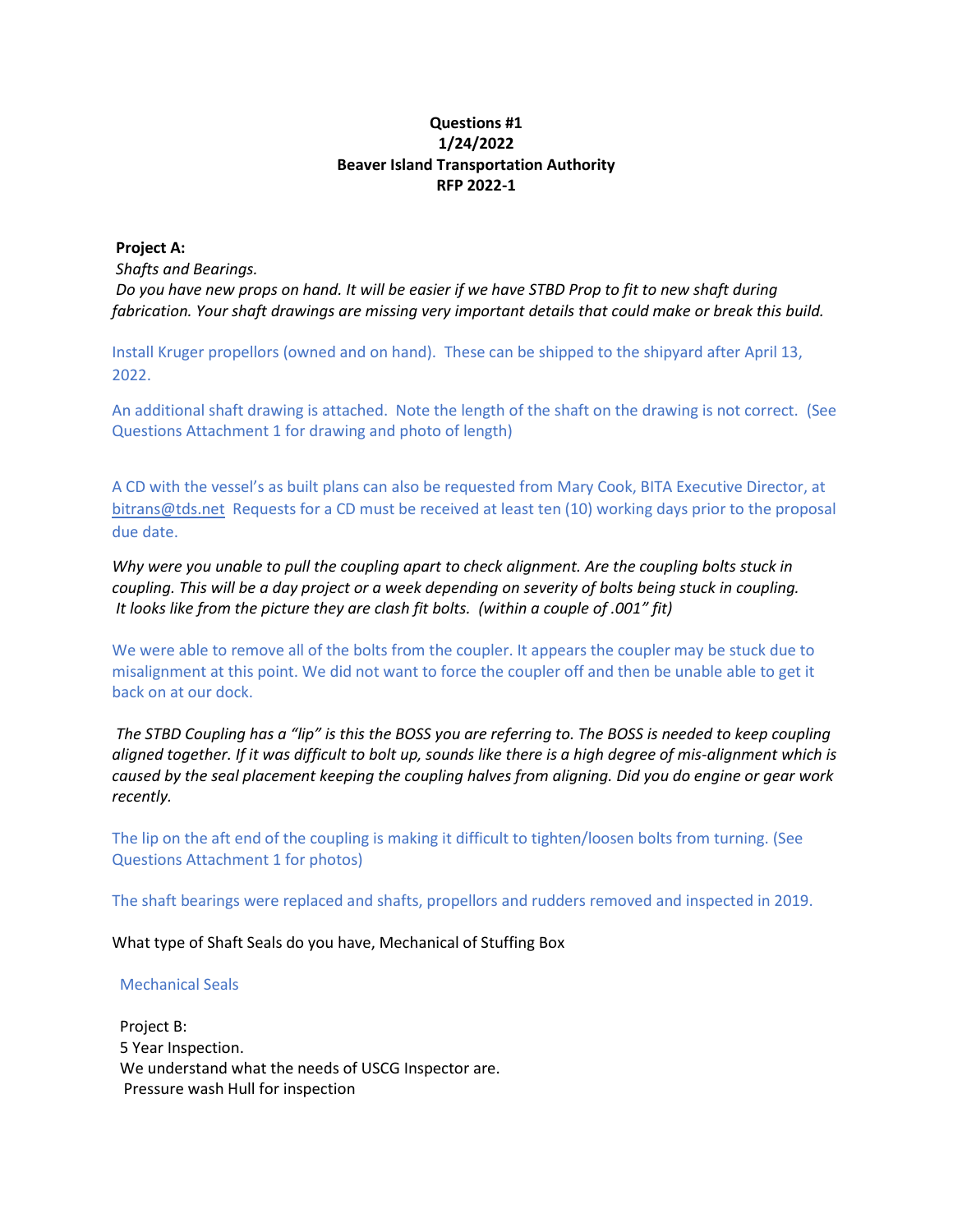**Questions #1**
**1/24/2022**
**Beaver Island Transportation Authority**
**RFP 2022-1**

**Project A:**

*Shafts and Bearings.*

*Do you have new props on hand. It will be easier if we have STBD Prop to fit to new shaft during fabrication. Your shaft drawings are missing very important details that could make or break this build.*

Install Kruger propellors (owned and on hand). These can be shipped to the shipyard after April 13, 2022.

An additional shaft drawing is attached. Note the length of the shaft on the drawing is not correct. (See Questions Attachment 1 for drawing and photo of length)

A CD with the vessel's as built plans can also be requested from Mary Cook, BITA Executive Director, at bitrans@tds.net Requests for a CD must be received at least ten (10) working days prior to the proposal due date.

*Why were you unable to pull the coupling apart to check alignment. Are the coupling bolts stuck in coupling. This will be a day project or a week depending on severity of bolts being stuck in coupling. It looks like from the picture they are clash fit bolts. (within a couple of .001" fit)*

We were able to remove all of the bolts from the coupler. It appears the coupler may be stuck due to misalignment at this point. We did not want to force the coupler off and then be unable able to get it back on at our dock.

*The STBD Coupling has a "lip" is this the BOSS you are referring to. The BOSS is needed to keep coupling aligned together. If it was difficult to bolt up, sounds like there is a high degree of mis-alignment which is caused by the seal placement keeping the coupling halves from aligning. Did you do engine or gear work recently.*

The lip on the aft end of the coupling is making it difficult to tighten/loosen bolts from turning. (See Questions Attachment 1 for photos)

The shaft bearings were replaced and shafts, propellors and rudders removed and inspected in 2019.

What type of Shaft Seals do you have, Mechanical of Stuffing Box

Mechanical Seals

Project B:

5 Year Inspection.

We understand what the needs of USCG Inspector are.

Pressure wash Hull for inspection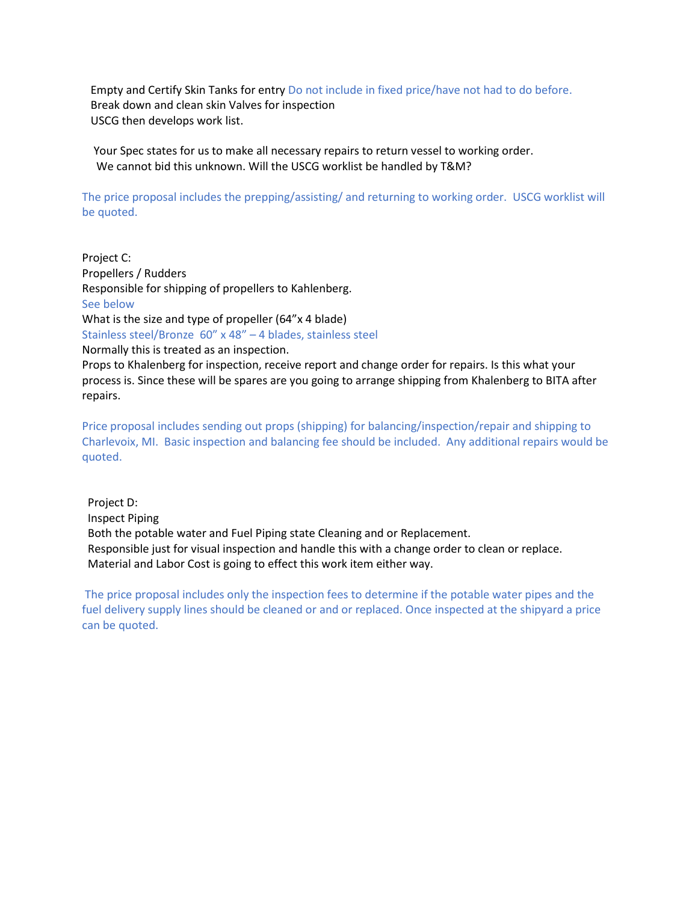Empty and Certify Skin Tanks for entry Do not include in fixed price/have not had to do before.
Break down and clean skin Valves for inspection
USCG then develops work list.

Your Spec states for us to make all necessary repairs to return vessel to working order.
We cannot bid this unknown. Will the USCG worklist be handled by T&M?

The price proposal includes the prepping/assisting/ and returning to working order. USCG worklist will be quoted.

Project C:
Propellers / Rudders
Responsible for shipping of propellers to Kahlenberg.
See below
What is the size and type of propeller (64"x 4 blade)
Stainless steel/Bronze 60" x 48" – 4 blades, stainless steel
Normally this is treated as an inspection.
Props to Khalenberg for inspection, receive report and change order for repairs. Is this what your process is. Since these will be spares are you going to arrange shipping from Khalenberg to BITA after repairs.

Price proposal includes sending out props (shipping) for balancing/inspection/repair and shipping to Charlevoix, MI. Basic inspection and balancing fee should be included. Any additional repairs would be quoted.

Project D:
Inspect Piping
Both the potable water and Fuel Piping state Cleaning and or Replacement.
Responsible just for visual inspection and handle this with a change order to clean or replace.
Material and Labor Cost is going to effect this work item either way.

The price proposal includes only the inspection fees to determine if the potable water pipes and the fuel delivery supply lines should be cleaned or and or replaced. Once inspected at the shipyard a price can be quoted.